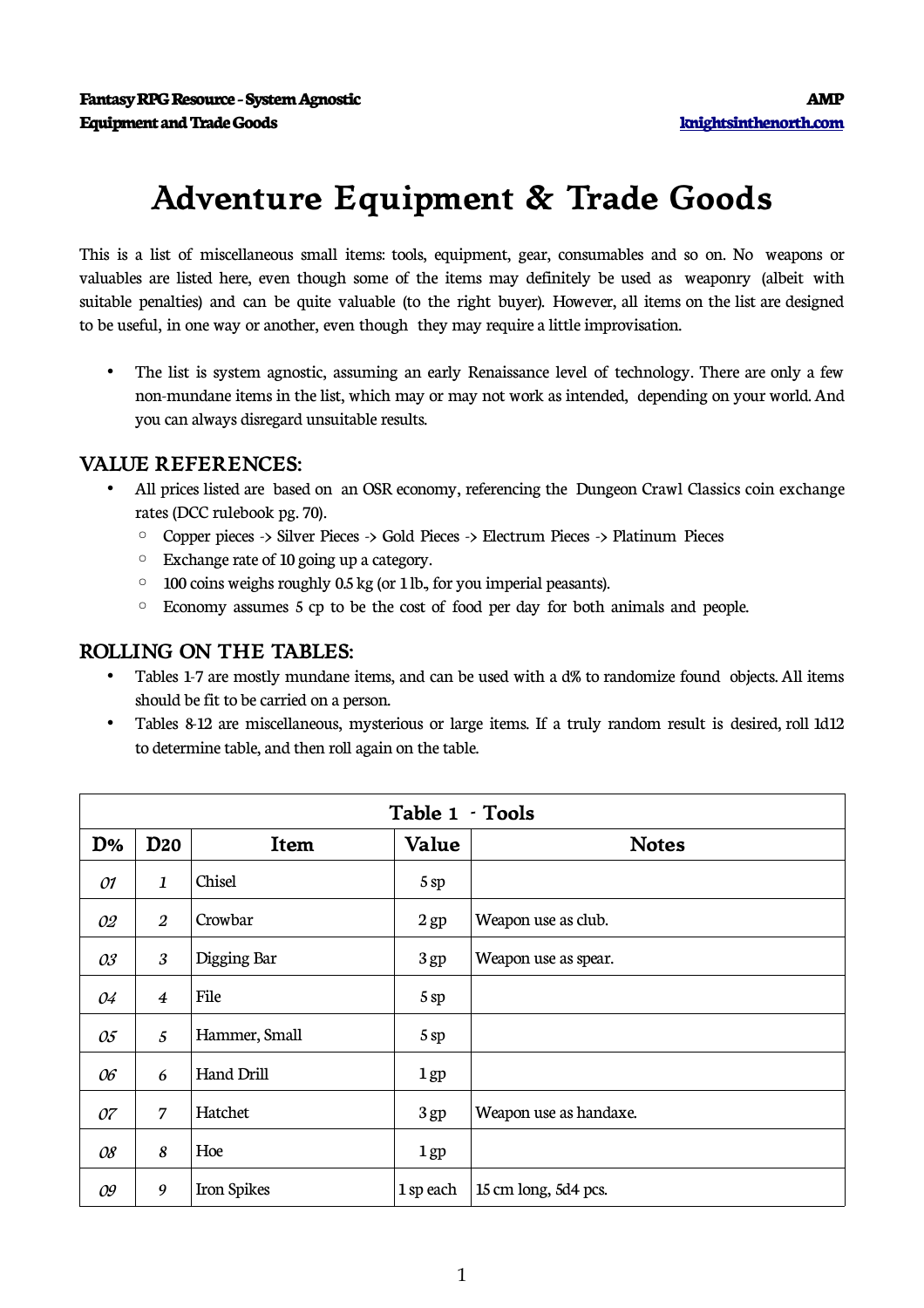# Adventure Equipment & Trade Goods

This is a list of miscellaneous small items: tools, equipment, gear, consumables and so on. No weapons or valuables are listed here, even though some of the items may definitely be used as weaponry (albeit with suitable penalties) and can be quite valuable (to the right buyer). However, all items on the list are designed to be useful, in one way or another, even though they may require a little improvisation.

- The list is system agnostic, assuming an early Renaissance level of technology. There are only a few non-mundane items in the list, which may or may not work as intended, depending on your world. And you can always disregard unsuitable results.

## VALUE REFERENCES:

- All prices listed are based on an OSR economy, referencing the Dungeon Crawl Classics coin exchange rates (DCC rulebook pg. 70).
  - Copper pieces -> Silver Pieces -> Gold Pieces -> Electrum Pieces -> Platinum Pieces
  - Exchange rate of 10 going up a category.
  - 100 coins weighs roughly 0.5 kg (or 1 lb., for you imperial peasants).
  - Economy assumes 5 cp to be the cost of food per day for both animals and people.

## ROLLING ON THE TABLES:

- Tables 1-7 are mostly mundane items, and can be used with a d% to randomize found objects. All items should be fit to be carried on a person.
- Tables 8-12 are miscellaneous, mysterious or large items. If a truly random result is desired, roll 1d12 to determine table, and then roll again on the table.

| Table 1 - Tools | | | | |
|---|---|---|---|---|
| **D%** | **D20** | **Item** | **Value** | **Notes** |
| *01* | *1* | Chisel | 5 sp | |
| *02* | *2* | Crowbar | 2 gp | Weapon use as club. |
| *03* | *3* | Digging Bar | 3 gp | Weapon use as spear. |
| *04* | *4* | File | 5 sp | |
| *05* | *5* | Hammer, Small | 5 sp | |
| *06* | *6* | Hand Drill | 1 gp | |
| *07* | *7* | Hatchet | 3 gp | Weapon use as handaxe. |
| *08* | *8* | Hoe | 1 gp | |
| *09* | *9* | Iron Spikes | 1 sp each | 15 cm long, 5d4 pcs. |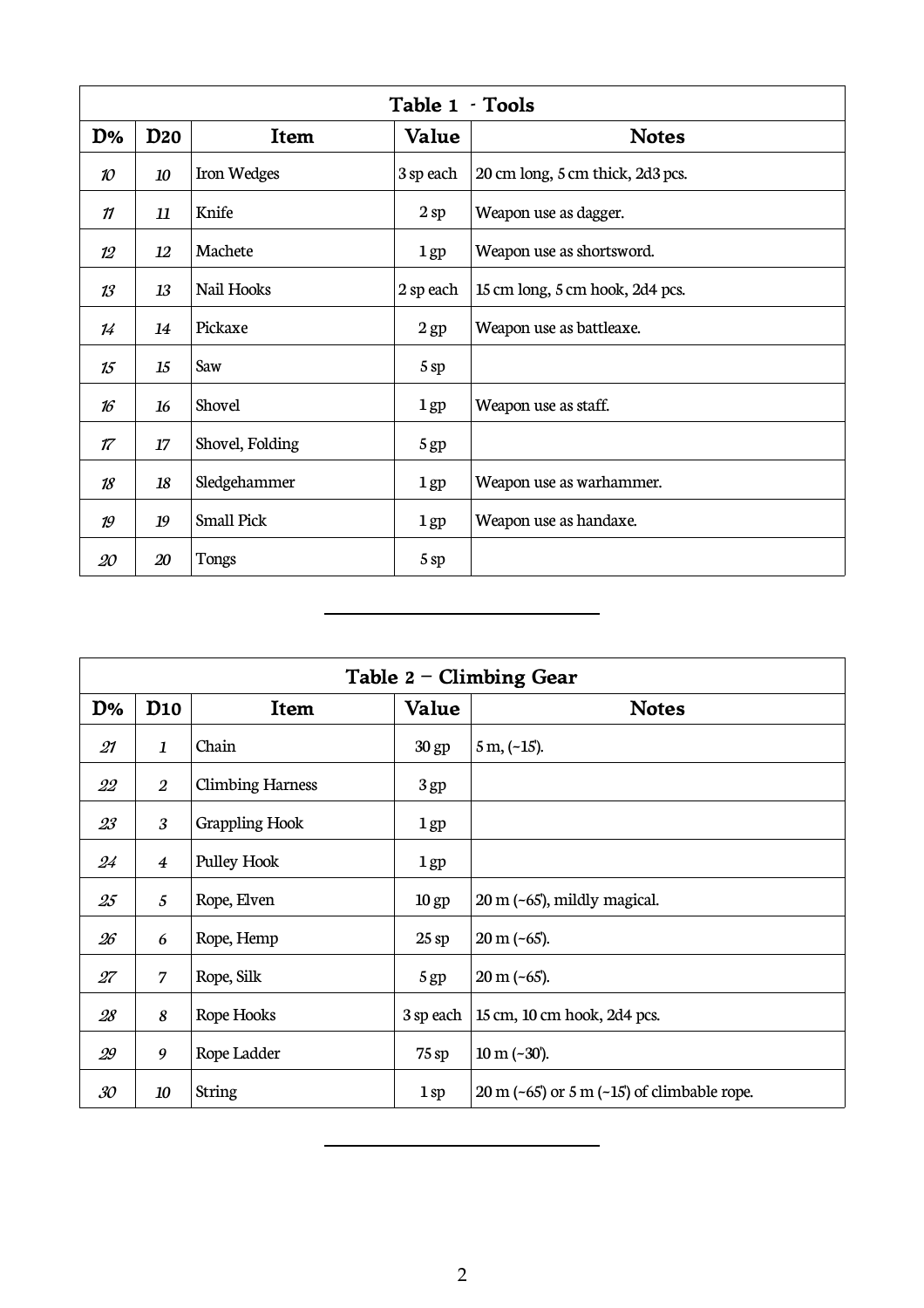| Table 1 - Tools | | | | |
|---|---|---|---|---|
| **D%** | **D20** | **Item** | **Value** | **Notes** |
| *10* | *10* | Iron Wedges | 3 sp each | 20 cm long, 5 cm thick, 2d3 pcs. |
| *11* | *11* | Knife | 2 sp | Weapon use as dagger. |
| *12* | *12* | Machete | 1 gp | Weapon use as shortsword. |
| *13* | *13* | Nail Hooks | 2 sp each | 15 cm long, 5 cm hook, 2d4 pcs. |
| *14* | *14* | Pickaxe | 2 gp | Weapon use as battleaxe. |
| *15* | *15* | Saw | 5 sp | |
| *16* | *16* | Shovel | 1 gp | Weapon use as staff. |
| *17* | *17* | Shovel, Folding | 5 gp | |
| *18* | *18* | Sledgehammer | 1 gp | Weapon use as warhammer. |
| *19* | *19* | Small Pick | 1 gp | Weapon use as handaxe. |
| *20* | *20* | Tongs | 5 sp | |

---

| Table 2 – Climbing Gear | | | | |
|---|---|---|---|---|
| **D%** | **D10** | **Item** | **Value** | **Notes** |
| *21* | *1* | Chain | 30 gp | 5 m, (~15'). |
| *22* | *2* | Climbing Harness | 3 gp | |
| *23* | *3* | Grappling Hook | 1 gp | |
| *24* | *4* | Pulley Hook | 1 gp | |
| *25* | *5* | Rope, Elven | 10 gp | 20 m (~65'), mildly magical. |
| *26* | *6* | Rope, Hemp | 25 sp | 20 m (~65'). |
| *27* | *7* | Rope, Silk | 5 gp | 20 m (~65'). |
| *28* | *8* | Rope Hooks | 3 sp each | 15 cm, 10 cm hook, 2d4 pcs. |
| *29* | *9* | Rope Ladder | 75 sp | 10 m (~30'). |
| *30* | *10* | String | 1 sp | 20 m (~65') or 5 m (~15') of climbable rope. |

---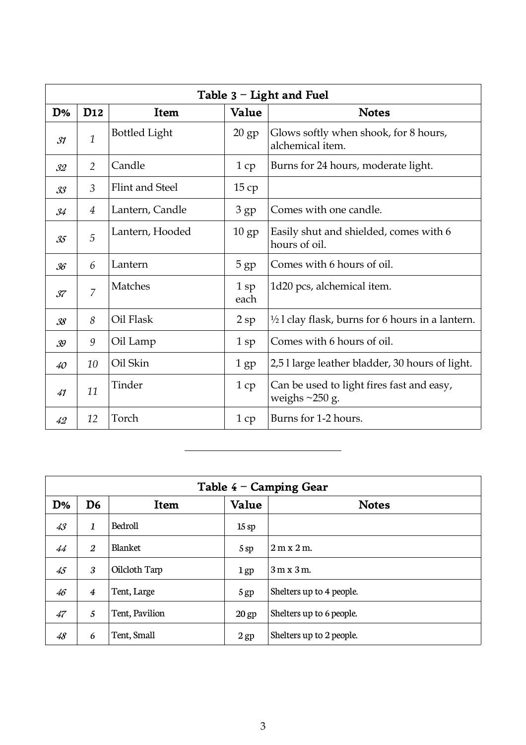| Table 3 – Light and Fuel | | | | |
|---|---|---|---|---|
| **D%** | **D12** | **Item** | **Value** | **Notes** |
| 31 | 1 | Bottled Light | 20 gp | Glows softly when shook, for 8 hours, alchemical item. |
| 32 | 2 | Candle | 1 cp | Burns for 24 hours, moderate light. |
| 33 | 3 | Flint and Steel | 15 cp | |
| 34 | 4 | Lantern, Candle | 3 gp | Comes with one candle. |
| 35 | 5 | Lantern, Hooded | 10 gp | Easily shut and shielded, comes with 6 hours of oil. |
| 36 | 6 | Lantern | 5 gp | Comes with 6 hours of oil. |
| 37 | 7 | Matches | 1 sp each | 1d20 pcs, alchemical item. |
| 38 | 8 | Oil Flask | 2 sp | ½ l clay flask, burns for 6 hours in a lantern. |
| 39 | 9 | Oil Lamp | 1 sp | Comes with 6 hours of oil. |
| 40 | 10 | Oil Skin | 1 gp | 2,5 l large leather bladder, 30 hours of light. |
| 41 | 11 | Tinder | 1 cp | Can be used to light fires fast and easy, weighs ~250 g. |
| 42 | 12 | Torch | 1 cp | Burns for 1-2 hours. |

---

| Table 4 – Camping Gear | | | | |
|---|---|---|---|---|
| **D%** | **D6** | **Item** | **Value** | **Notes** |
| 43 | 1 | Bedroll | 15 sp | |
| 44 | 2 | Blanket | 5 sp | 2 m x 2 m. |
| 45 | 3 | Oilcloth Tarp | 1 gp | 3 m x 3 m. |
| 46 | 4 | Tent, Large | 5 gp | Shelters up to 4 people. |
| 47 | 5 | Tent, Pavilion | 20 gp | Shelters up to 6 people. |
| 48 | 6 | Tent, Small | 2 gp | Shelters up to 2 people. |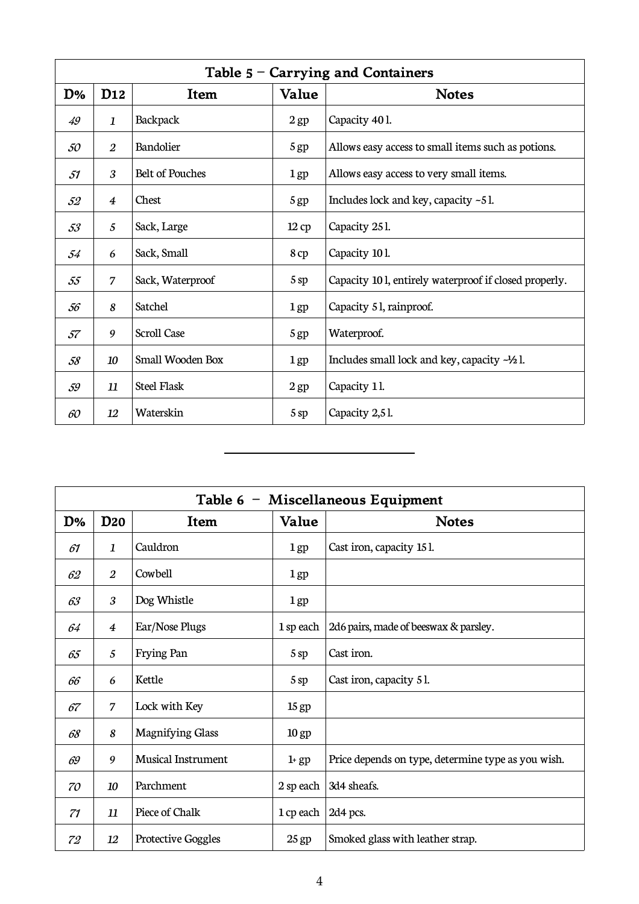| Table 5 – Carrying and Containers | | | | |
|---|---|---|---|---|
| **D%** | **D12** | **Item** | **Value** | **Notes** |
| *49* | *1* | Backpack | 2 gp | Capacity 40 l. |
| *50* | *2* | Bandolier | 5 gp | Allows easy access to small items such as potions. |
| *51* | *3* | Belt of Pouches | 1 gp | Allows easy access to very small items. |
| *52* | *4* | Chest | 5 gp | Includes lock and key, capacity ~5 l. |
| *53* | *5* | Sack, Large | 12 cp | Capacity 25 l. |
| *54* | *6* | Sack, Small | 8 cp | Capacity 10 l. |
| *55* | *7* | Sack, Waterproof | 5 sp | Capacity 10 l, entirely waterproof if closed properly. |
| *56* | *8* | Satchel | 1 gp | Capacity 5 l, rainproof. |
| *57* | *9* | Scroll Case | 5 gp | Waterproof. |
| *58* | *10* | Small Wooden Box | 1 gp | Includes small lock and key, capacity ~½ l. |
| *59* | *11* | Steel Flask | 2 gp | Capacity 1 l. |
| *60* | *12* | Waterskin | 5 sp | Capacity 2,5 l. |

---

| Table 6 – Miscellaneous Equipment | | | | |
|---|---|---|---|---|
| **D%** | **D20** | **Item** | **Value** | **Notes** |
| *61* | *1* | Cauldron | 1 gp | Cast iron, capacity 15 l. |
| *62* | *2* | Cowbell | 1 gp | |
| *63* | *3* | Dog Whistle | 1 gp | |
| *64* | *4* | Ear/Nose Plugs | 1 sp each | 2d6 pairs, made of beeswax & parsley. |
| *65* | *5* | Frying Pan | 5 sp | Cast iron. |
| *66* | *6* | Kettle | 5 sp | Cast iron, capacity 5 l. |
| *67* | *7* | Lock with Key | 15 gp | |
| *68* | *8* | Magnifying Glass | 10 gp | |
| *69* | *9* | Musical Instrument | 1+ gp | Price depends on type, determine type as you wish. |
| *70* | *10* | Parchment | 2 sp each | 3d4 sheafs. |
| *71* | *11* | Piece of Chalk | 1 cp each | 2d4 pcs. |
| *72* | *12* | Protective Goggles | 25 gp | Smoked glass with leather strap. |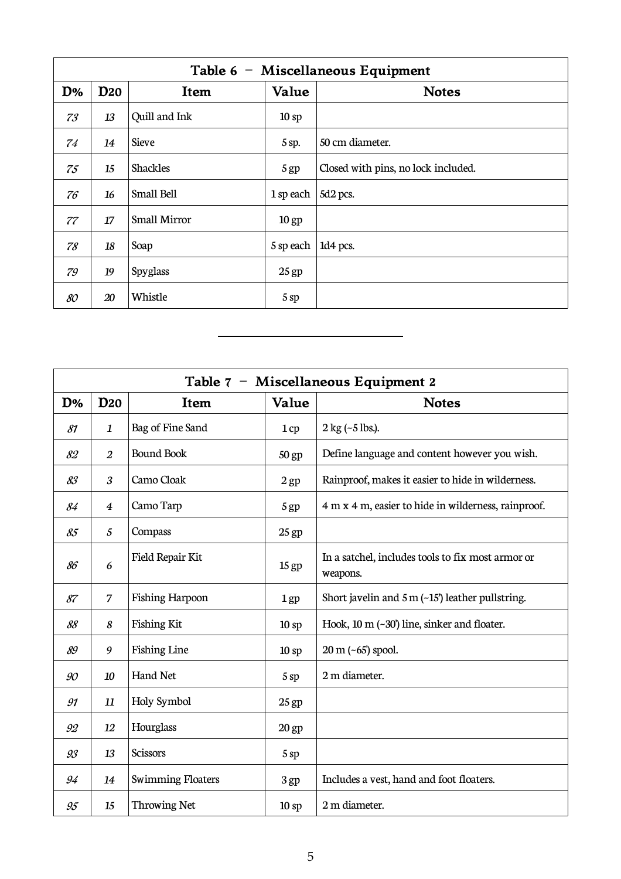| Table 6 – Miscellaneous Equipment | | | | |
|---|---|---|---|---|
| **D%** | **D20** | **Item** | **Value** | **Notes** |
| *73* | *13* | Quill and Ink | 10 sp | |
| *74* | *14* | Sieve | 5 sp. | 50 cm diameter. |
| *75* | *15* | Shackles | 5 gp | Closed with pins, no lock included. |
| *76* | *16* | Small Bell | 1 sp each | 5d2 pcs. |
| *77* | *17* | Small Mirror | 10 gp | |
| *78* | *18* | Soap | 5 sp each | 1d4 pcs. |
| *79* | *19* | Spyglass | 25 gp | |
| *80* | *20* | Whistle | 5 sp | |

---

| Table 7 – Miscellaneous Equipment 2 | | | | |
|---|---|---|---|---|
| **D%** | **D20** | **Item** | **Value** | **Notes** |
| *81* | *1* | Bag of Fine Sand | 1 cp | 2 kg (~5 lbs.). |
| *82* | *2* | Bound Book | 50 gp | Define language and content however you wish. |
| *83* | *3* | Camo Cloak | 2 gp | Rainproof, makes it easier to hide in wilderness. |
| *84* | *4* | Camo Tarp | 5 gp | 4 m x 4 m, easier to hide in wilderness, rainproof. |
| *85* | *5* | Compass | 25 gp | |
| *86* | *6* | Field Repair Kit | 15 gp | In a satchel, includes tools to fix most armor or weapons. |
| *87* | *7* | Fishing Harpoon | 1 gp | Short javelin and 5 m (~15') leather pullstring. |
| *88* | *8* | Fishing Kit | 10 sp | Hook, 10 m (~30') line, sinker and floater. |
| *89* | *9* | Fishing Line | 10 sp | 20 m (~65') spool. |
| *90* | *10* | Hand Net | 5 sp | 2 m diameter. |
| *91* | *11* | Holy Symbol | 25 gp | |
| *92* | *12* | Hourglass | 20 gp | |
| *93* | *13* | Scissors | 5 sp | |
| *94* | *14* | Swimming Floaters | 3 gp | Includes a vest, hand and foot floaters. |
| *95* | *15* | Throwing Net | 10 sp | 2 m diameter. |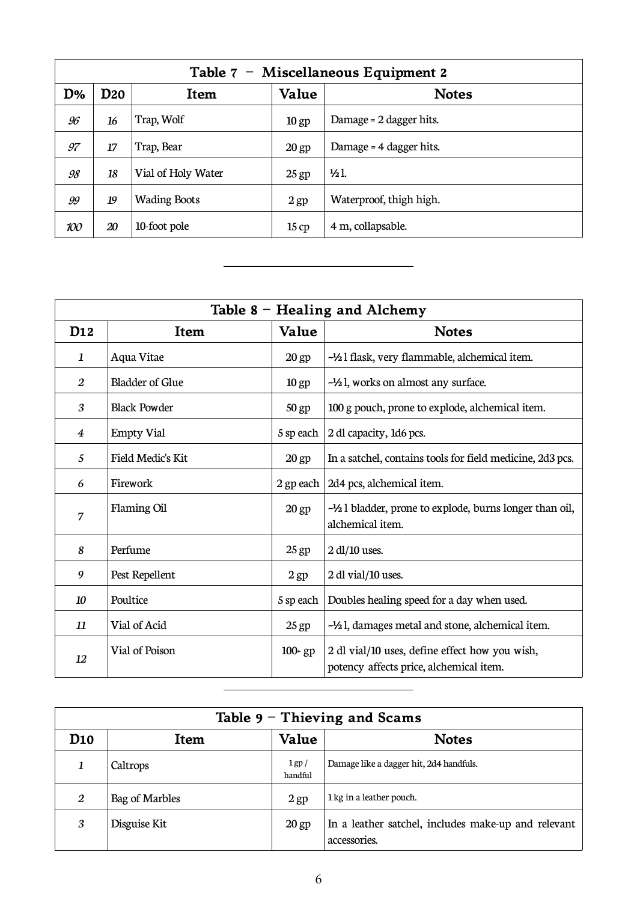| Table 7 – Miscellaneous Equipment 2 | | | | |
|---|---|---|---|---|
| **D%** | **D20** | **Item** | **Value** | **Notes** |
| *96* | *16* | Trap, Wolf | 10 gp | Damage = 2 dagger hits. |
| *97* | *17* | Trap, Bear | 20 gp | Damage = 4 dagger hits. |
| *98* | *18* | Vial of Holy Water | 25 gp | ½ l. |
| *99* | *19* | Wading Boots | 2 gp | Waterproof, thigh high. |
| *100* | *20* | 10-foot pole | 15 cp | 4 m, collapsable. |

---

| Table 8 – Healing and Alchemy | | | |
|---|---|---|---|
| **D12** | **Item** | **Value** | **Notes** |
| *1* | Aqua Vitae | 20 gp | ~½ l flask, very flammable, alchemical item. |
| *2* | Bladder of Glue | 10 gp | ~½ l, works on almost any surface. |
| *3* | Black Powder | 50 gp | 100 g pouch, prone to explode, alchemical item. |
| *4* | Empty Vial | 5 sp each | 2 dl capacity, 1d6 pcs. |
| *5* | Field Medic's Kit | 20 gp | In a satchel, contains tools for field medicine, 2d3 pcs. |
| *6* | Firework | 2 gp each | 2d4 pcs, alchemical item. |
| *7* | Flaming Oil | 20 gp | ~½ l bladder, prone to explode, burns longer than oil, alchemical item. |
| *8* | Perfume | 25 gp | 2 dl/10 uses. |
| *9* | Pest Repellent | 2 gp | 2 dl vial/10 uses. |
| *10* | Poultice | 5 sp each | Doubles healing speed for a day when used. |
| *11* | Vial of Acid | 25 gp | ~½ l, damages metal and stone, alchemical item. |
| *12* | Vial of Poison | 100+ gp | 2 dl vial/10 uses, define effect how you wish, potency affects price, alchemical item. |

---

| Table 9 – Thieving and Scams | | | |
|---|---|---|---|
| **D10** | **Item** | **Value** | **Notes** |
| *1* | Caltrops | 1 gp / handful | Damage like a dagger hit, 2d4 handfuls. |
| *2* | Bag of Marbles | 2 gp | 1 kg in a leather pouch. |
| *3* | Disguise Kit | 20 gp | In a leather satchel, includes make-up and relevant accessories. |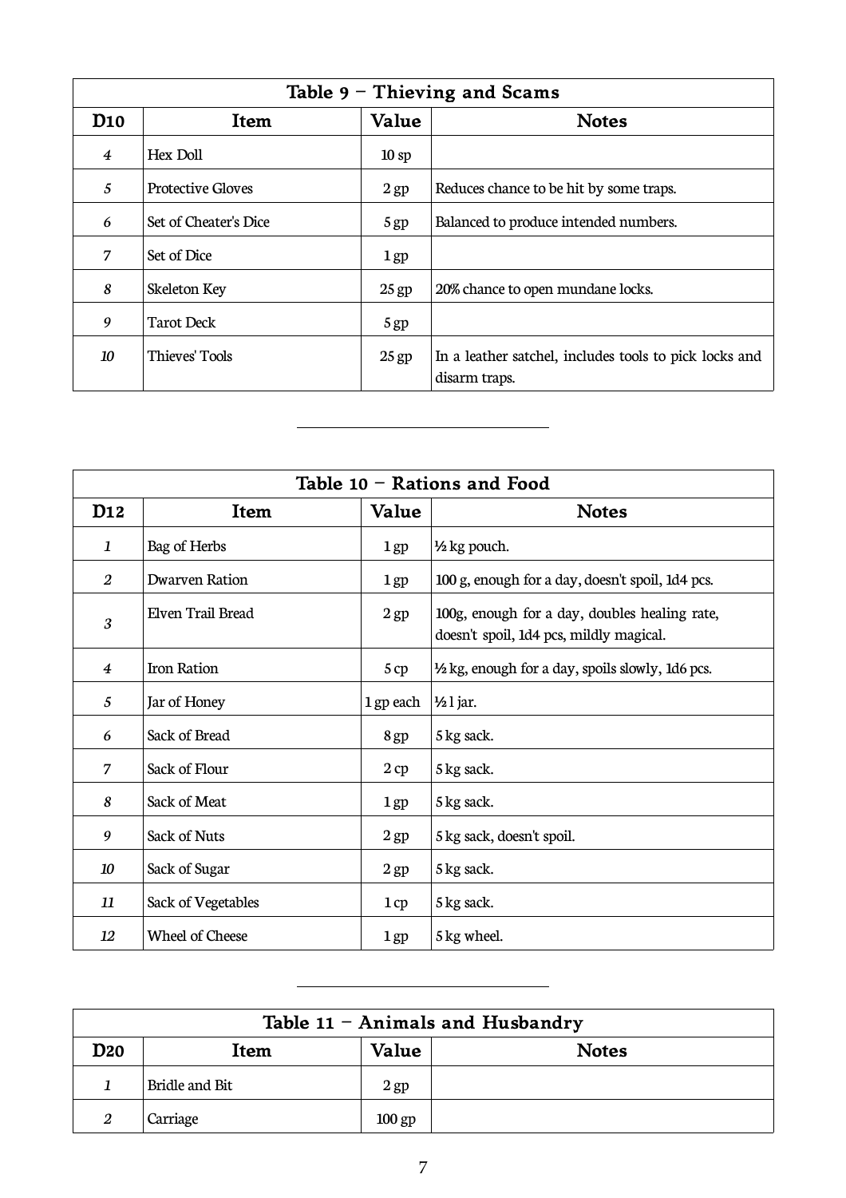| Table 9 – Thieving and Scams | | | |
|---|---|---|---|
| **D10** | **Item** | **Value** | **Notes** |
| *4* | Hex Doll | 10 sp | |
| *5* | Protective Gloves | 2 gp | Reduces chance to be hit by some traps. |
| *6* | Set of Cheater's Dice | 5 gp | Balanced to produce intended numbers. |
| *7* | Set of Dice | 1 gp | |
| *8* | Skeleton Key | 25 gp | 20% chance to open mundane locks. |
| *9* | Tarot Deck | 5 gp | |
| *10* | Thieves' Tools | 25 gp | In a leather satchel, includes tools to pick locks and disarm traps. |

---

| Table 10 – Rations and Food | | | |
|---|---|---|---|
| **D12** | **Item** | **Value** | **Notes** |
| *1* | Bag of Herbs | 1 gp | ½ kg pouch. |
| *2* | Dwarven Ration | 1 gp | 100 g, enough for a day, doesn't spoil, 1d4 pcs. |
| *3* | Elven Trail Bread | 2 gp | 100g, enough for a day, doubles healing rate, doesn't spoil, 1d4 pcs, mildly magical. |
| *4* | Iron Ration | 5 cp | ½ kg, enough for a day, spoils slowly, 1d6 pcs. |
| *5* | Jar of Honey | 1 gp each | ½ l jar. |
| *6* | Sack of Bread | 8 gp | 5 kg sack. |
| *7* | Sack of Flour | 2 cp | 5 kg sack. |
| *8* | Sack of Meat | 1 gp | 5 kg sack. |
| *9* | Sack of Nuts | 2 gp | 5 kg sack, doesn't spoil. |
| *10* | Sack of Sugar | 2 gp | 5 kg sack. |
| *11* | Sack of Vegetables | 1 cp | 5 kg sack. |
| *12* | Wheel of Cheese | 1 gp | 5 kg wheel. |

---

| Table 11 – Animals and Husbandry | | | |
|---|---|---|---|
| **D20** | **Item** | **Value** | **Notes** |
| *1* | Bridle and Bit | 2 gp | |
| *2* | Carriage | 100 gp | |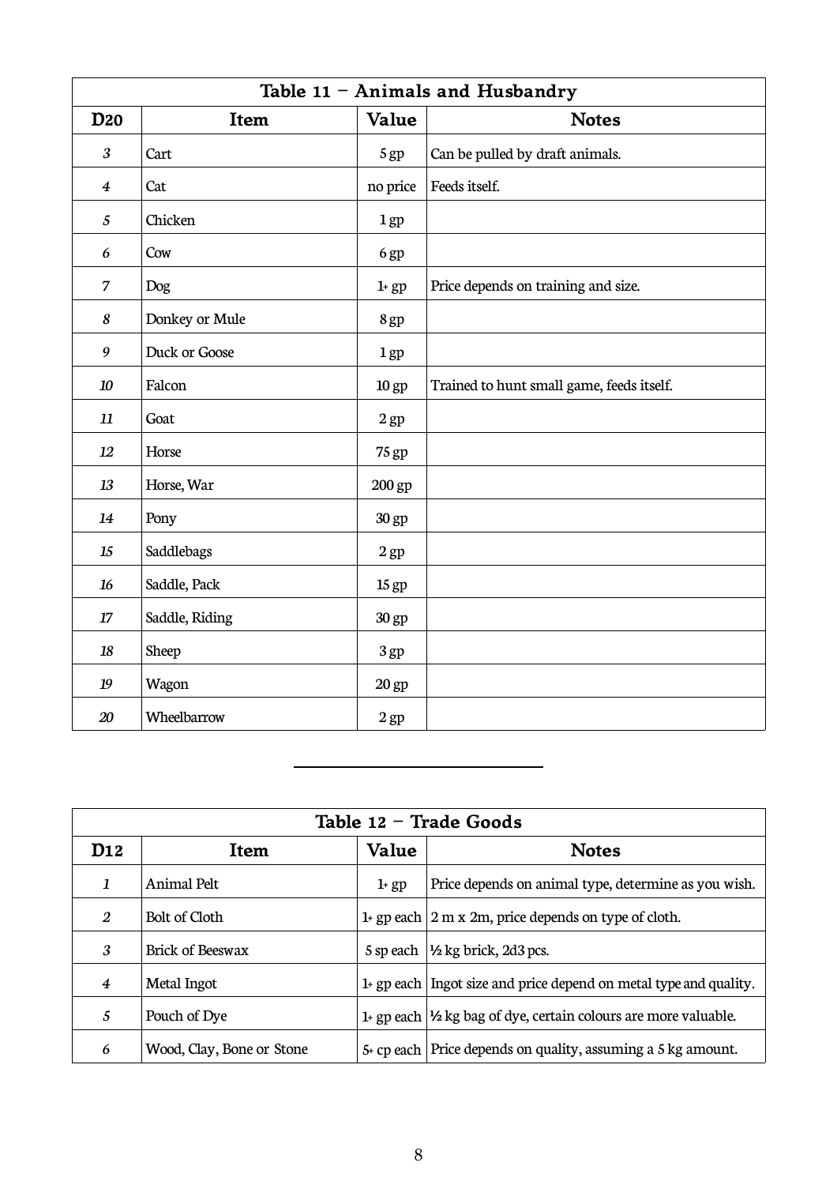| Table 11 – Animals and Husbandry | | | |
|---|---|---|---|
| **D20** | **Item** | **Value** | **Notes** |
| *3* | Cart | 5 gp | Can be pulled by draft animals. |
| *4* | Cat | no price | Feeds itself. |
| *5* | Chicken | 1 gp | |
| *6* | Cow | 6 gp | |
| *7* | Dog | 1+ gp | Price depends on training and size. |
| *8* | Donkey or Mule | 8 gp | |
| *9* | Duck or Goose | 1 gp | |
| *10* | Falcon | 10 gp | Trained to hunt small game, feeds itself. |
| *11* | Goat | 2 gp | |
| *12* | Horse | 75 gp | |
| *13* | Horse, War | 200 gp | |
| *14* | Pony | 30 gp | |
| *15* | Saddlebags | 2 gp | |
| *16* | Saddle, Pack | 15 gp | |
| *17* | Saddle, Riding | 30 gp | |
| *18* | Sheep | 3 gp | |
| *19* | Wagon | 20 gp | |
| *20* | Wheelbarrow | 2 gp | |

---

| Table 12 – Trade Goods | | | |
|---|---|---|---|
| **D12** | **Item** | **Value** | **Notes** |
| *1* | Animal Pelt | 1+ gp | Price depends on animal type, determine as you wish. |
| *2* | Bolt of Cloth | 1+ gp each | 2 m x 2m, price depends on type of cloth. |
| *3* | Brick of Beeswax | 5 sp each | ½ kg brick, 2d3 pcs. |
| *4* | Metal Ingot | 1+ gp each | Ingot size and price depend on metal type and quality. |
| *5* | Pouch of Dye | 1+ gp each | ½ kg bag of dye, certain colours are more valuable. |
| *6* | Wood, Clay, Bone or Stone | 5+ cp each | Price depends on quality, assuming a 5 kg amount. |